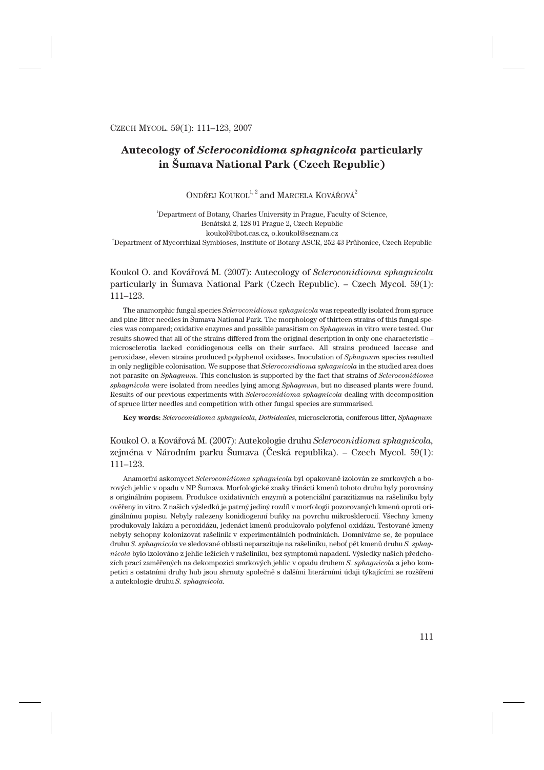# Autecology of *Scleroconidioma sphagnicola* particularly in Šumava National Park (Czech Republic)

Ondřej Koukol[1, 2] and Marcela Kovářová[2]

[1]Department of Botany, Charles University in Prague, Faculty of Science, Benátská 2, 128 01 Prague 2, Czech Republic
koukol@ibot.cas.cz, o.koukol@seznam.cz
[2]Department of Mycorrhizal Symbioses, Institute of Botany ASCR, 252 43 Průhonice, Czech Republic

Koukol O. and Kovářová M. (2007): Autecology of *Scleroconidioma sphagnicola* particularly in Šumava National Park (Czech Republic). – Czech Mycol. 59(1): 111–123.

The anamorphic fungal species *Scleroconidioma sphagnicola* was repeatedly isolated from spruce and pine litter needles in Šumava National Park. The morphology of thirteen strains of this fungal species was compared; oxidative enzymes and possible parasitism on *Sphagnum* in vitro were tested. Our results showed that all of the strains differed from the original description in only one characteristic – microsclerotia lacked conidiogenous cells on their surface. All strains produced laccase and peroxidase, eleven strains produced polyphenol oxidases. Inoculation of *Sphagnum* species resulted in only negligible colonisation. We suppose that *Scleroconidioma sphagnicola* in the studied area does not parasite on *Sphagnum*. This conclusion is supported by the fact that strains of *Scleroconidioma sphagnicola* were isolated from needles lying among *Sphagnum*, but no diseased plants were found. Results of our previous experiments with *Scleroconidioma sphagnicola* dealing with decomposition of spruce litter needles and competition with other fungal species are summarised.

**Key words:** *Scleroconidioma sphagnicola*, *Dothideales*, microsclerotia, coniferous litter, *Sphagnum*

Koukol O. a Kovářová M. (2007): Autekologie druhu *Scleroconidioma sphagnicola*, zejména v Národním parku Šumava (Česká republika). – Czech Mycol. 59(1): 111–123.

Anamorfní askomycet *Scleroconidioma sphagnicola* byl opakovaně izolován ze smrkových a borových jehlic v opadu v NP Šumava. Morfologické znaky třinácti kmenů tohoto druhu byly porovnány s originálním popisem. Produkce oxidativních enzymů a potenciální parazitizmus na rašeliníku byly ověřeny in vitro. Z našich výsledků je patrný jediný rozdíl v morfologii pozorovaných kmenů oproti originálnímu popisu. Nebyly nalezeny konidiogenní buňky na povrchu mikrosklerocií. Všechny kmeny produkovaly lakázu a peroxidázu, jedenáct kmenů produkovalo polyfenol oxidázu. Testované kmeny nebyly schopny kolonizovat rašeliník v experimentálních podmínkách. Domníváme se, že populace druhu *S. sphagnicola* ve sledované oblasti neparazituje na rašeliníku, neboť pět kmenů druhu *S. sphagnicola* bylo izolováno z jehlic ležících v rašeliníku, bez symptomů napadení. Výsledky našich předchozích prací zaměřených na dekompozici smrkových jehlic v opadu druhem *S. sphagnicola* a jeho kompetici s ostatními druhy hub jsou shrnuty společně s dalšími literárními údaji týkajícími se rozšíření a autekologie druhu *S. sphagnicola*.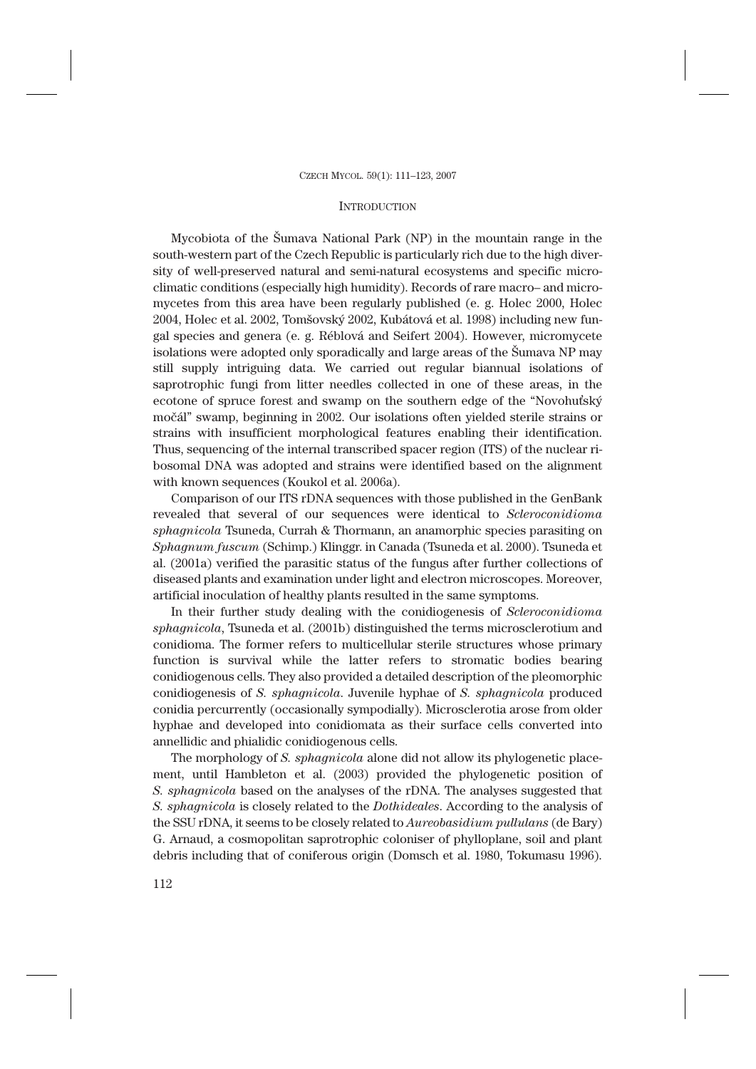## Introduction

Mycobiota of the Šumava National Park (NP) in the mountain range in the south-western part of the Czech Republic is particularly rich due to the high diversity of well-preserved natural and semi-natural ecosystems and specific microclimatic conditions (especially high humidity). Records of rare macro– and micromycetes from this area have been regularly published (e. g. Holec 2000, Holec 2004, Holec et al. 2002, Tomšovský 2002, Kubátová et al. 1998) including new fungal species and genera (e. g. Réblová and Seifert 2004). However, micromycete isolations were adopted only sporadically and large areas of the Šumava NP may still supply intriguing data. We carried out regular biannual isolations of saprotrophic fungi from litter needles collected in one of these areas, in the ecotone of spruce forest and swamp on the southern edge of the "Novohuťský močál" swamp, beginning in 2002. Our isolations often yielded sterile strains or strains with insufficient morphological features enabling their identification. Thus, sequencing of the internal transcribed spacer region (ITS) of the nuclear ribosomal DNA was adopted and strains were identified based on the alignment with known sequences (Koukol et al. 2006a).

Comparison of our ITS rDNA sequences with those published in the GenBank revealed that several of our sequences were identical to *Scleroconidioma sphagnicola* Tsuneda, Currah & Thormann, an anamorphic species parasiting on *Sphagnum fuscum* (Schimp.) Klinggr. in Canada (Tsuneda et al. 2000). Tsuneda et al. (2001a) verified the parasitic status of the fungus after further collections of diseased plants and examination under light and electron microscopes. Moreover, artificial inoculation of healthy plants resulted in the same symptoms.

In their further study dealing with the conidiogenesis of *Scleroconidioma sphagnicola*, Tsuneda et al. (2001b) distinguished the terms microsclerotium and conidioma. The former refers to multicellular sterile structures whose primary function is survival while the latter refers to stromatic bodies bearing conidiogenous cells. They also provided a detailed description of the pleomorphic conidiogenesis of *S. sphagnicola*. Juvenile hyphae of *S. sphagnicola* produced conidia percurrently (occasionally sympodially). Microsclerotia arose from older hyphae and developed into conidiomata as their surface cells converted into annellidic and phialidic conidiogenous cells.

The morphology of *S. sphagnicola* alone did not allow its phylogenetic placement, until Hambleton et al. (2003) provided the phylogenetic position of *S. sphagnicola* based on the analyses of the rDNA. The analyses suggested that *S. sphagnicola* is closely related to the *Dothideales*. According to the analysis of the SSU rDNA, it seems to be closely related to *Aureobasidium pullulans* (de Bary) G. Arnaud, a cosmopolitan saprotrophic coloniser of phylloplane, soil and plant debris including that of coniferous origin (Domsch et al. 1980, Tokumasu 1996).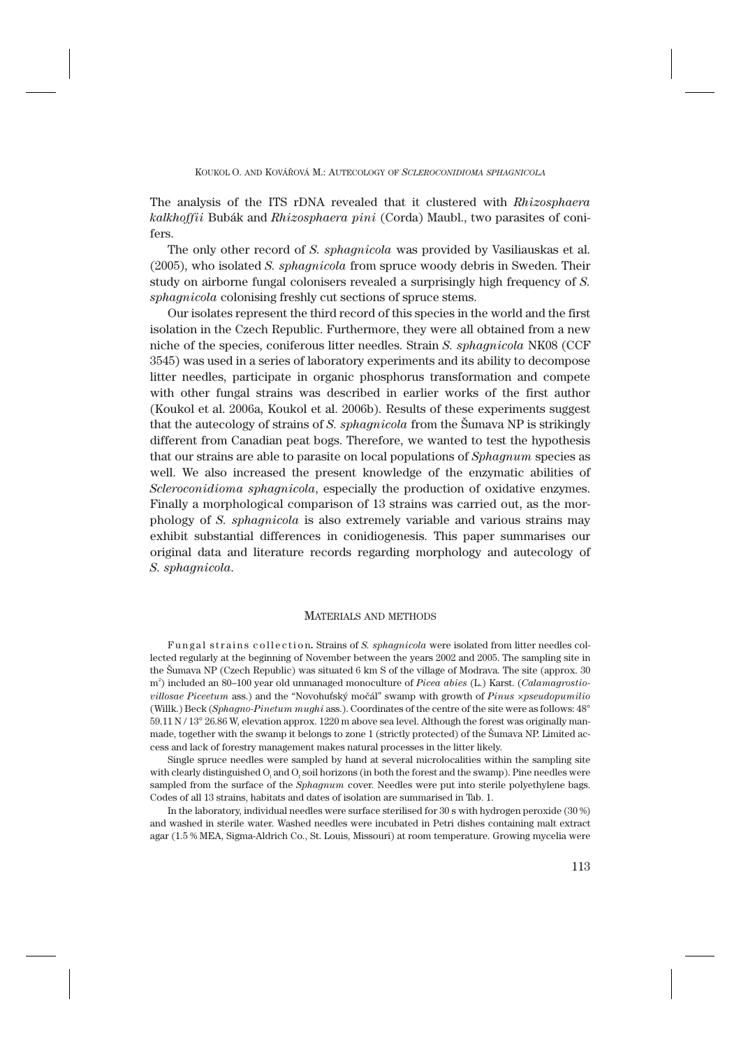The analysis of the ITS rDNA revealed that it clustered with *Rhizosphaera kalkhoffii* Bubák and *Rhizosphaera pini* (Corda) Maubl., two parasites of conifers.

The only other record of *S. sphagnicola* was provided by Vasiliauskas et al. (2005), who isolated *S. sphagnicola* from spruce woody debris in Sweden. Their study on airborne fungal colonisers revealed a surprisingly high frequency of *S. sphagnicola* colonising freshly cut sections of spruce stems.

Our isolates represent the third record of this species in the world and the first isolation in the Czech Republic. Furthermore, they were all obtained from a new niche of the species, coniferous litter needles. Strain *S. sphagnicola* NK08 (CCF 3545) was used in a series of laboratory experiments and its ability to decompose litter needles, participate in organic phosphorus transformation and compete with other fungal strains was described in earlier works of the first author (Koukol et al. 2006a, Koukol et al. 2006b). Results of these experiments suggest that the autecology of strains of *S. sphagnicola* from the Šumava NP is strikingly different from Canadian peat bogs. Therefore, we wanted to test the hypothesis that our strains are able to parasite on local populations of *Sphagnum* species as well. We also increased the present knowledge of the enzymatic abilities of *Scleroconidioma sphagnicola*, especially the production of oxidative enzymes. Finally a morphological comparison of 13 strains was carried out, as the morphology of *S. sphagnicola* is also extremely variable and various strains may exhibit substantial differences in conidiogenesis. This paper summarises our original data and literature records regarding morphology and autecology of *S. sphagnicola*.

## Materials and methods

**Fungal strains collection.** Strains of *S. sphagnicola* were isolated from litter needles collected regularly at the beginning of November between the years 2002 and 2005. The sampling site in the Šumava NP (Czech Republic) was situated 6 km S of the village of Modrava. The site (approx. 30 m$^2$) included an 80–100 year old unmanaged monoculture of *Picea abies* (L.) Karst. (*Calamagrostio-villosae Piceetum* ass.) and the "Novohuťský močál" swamp with growth of *Pinus ×pseudopumilio* (Willk.) Beck (*Sphagno-Pinetum mughi* ass.). Coordinates of the centre of the site were as follows: 48° 59.11 N / 13° 26.86 W, elevation approx. 1220 m above sea level. Although the forest was originally man-made, together with the swamp it belongs to zone 1 (strictly protected) of the Šumava NP. Limited access and lack of forestry management makes natural processes in the litter likely.

Single spruce needles were sampled by hand at several microlocalities within the sampling site with clearly distinguished $O_l$ and $O_f$ soil horizons (in both the forest and the swamp). Pine needles were sampled from the surface of the *Sphagnum* cover. Needles were put into sterile polyethylene bags. Codes of all 13 strains, habitats and dates of isolation are summarised in Tab. 1.

In the laboratory, individual needles were surface sterilised for 30 s with hydrogen peroxide (30 %) and washed in sterile water. Washed needles were incubated in Petri dishes containing malt extract agar (1.5 % MEA, Sigma-Aldrich Co., St. Louis, Missouri) at room temperature. Growing mycelia were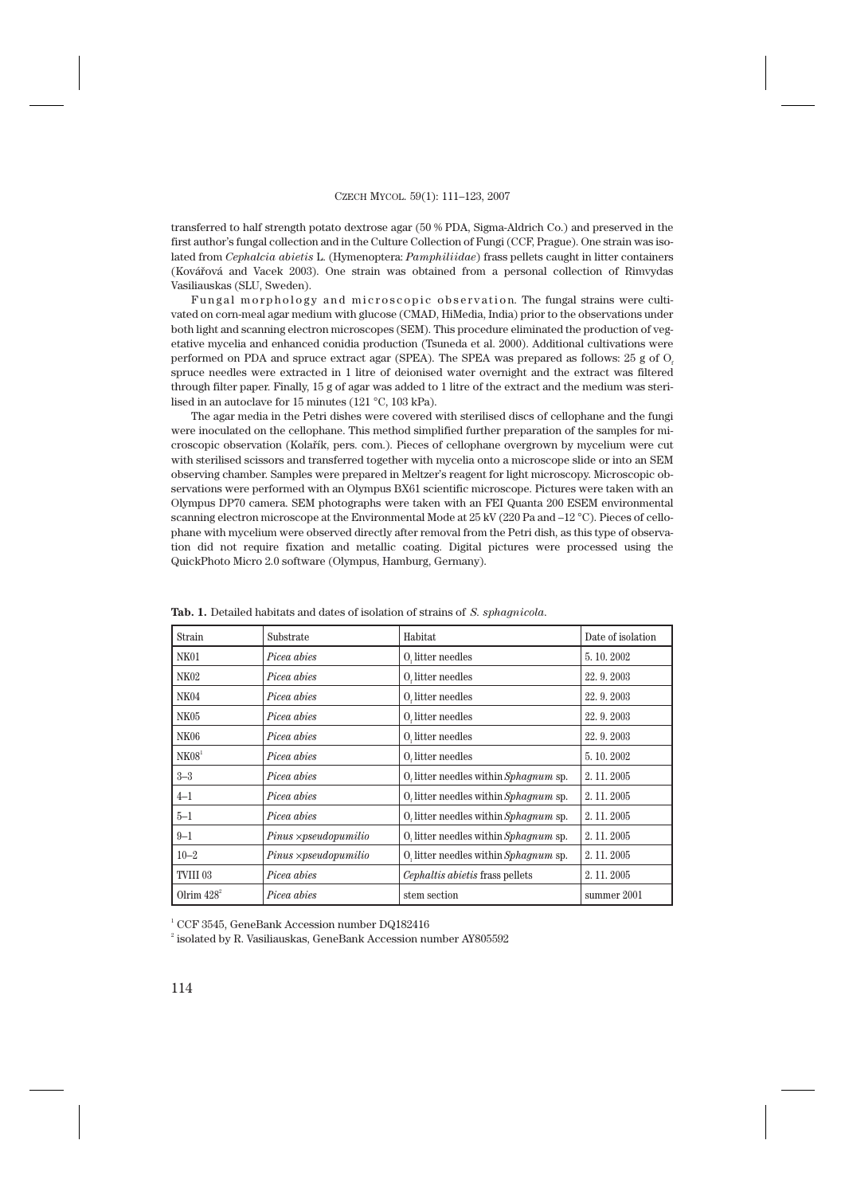transferred to half strength potato dextrose agar (50 % PDA, Sigma-Aldrich Co.) and preserved in the first author's fungal collection and in the Culture Collection of Fungi (CCF, Prague). One strain was isolated from *Cephalcia abietis* L. (Hymenoptera: *Pamphiliidae*) frass pellets caught in litter containers (Kovářová and Vacek 2003). One strain was obtained from a personal collection of Rimvydas Vasiliauskas (SLU, Sweden).

Fungal morphology and microscopic observation. The fungal strains were cultivated on corn-meal agar medium with glucose (CMAD, HiMedia, India) prior to the observations under both light and scanning electron microscopes (SEM). This procedure eliminated the production of vegetative mycelia and enhanced conidia production (Tsuneda et al. 2000). Additional cultivations were performed on PDA and spruce extract agar (SPEA). The SPEA was prepared as follows: 25 g of $O_f$ spruce needles were extracted in 1 litre of deionised water overnight and the extract was filtered through filter paper. Finally, 15 g of agar was added to 1 litre of the extract and the medium was sterilised in an autoclave for 15 minutes (121 °C, 103 kPa).

The agar media in the Petri dishes were covered with sterilised discs of cellophane and the fungi were inoculated on the cellophane. This method simplified further preparation of the samples for microscopic observation (Kolařík, pers. com.). Pieces of cellophane overgrown by mycelium were cut with sterilised scissors and transferred together with mycelia onto a microscope slide or into an SEM observing chamber. Samples were prepared in Meltzer's reagent for light microscopy. Microscopic observations were performed with an Olympus BX61 scientific microscope. Pictures were taken with an Olympus DP70 camera. SEM photographs were taken with an FEI Quanta 200 ESEM environmental scanning electron microscope at the Environmental Mode at 25 kV (220 Pa and –12 °C). Pieces of cellophane with mycelium were observed directly after removal from the Petri dish, as this type of observation did not require fixation and metallic coating. Digital pictures were processed using the QuickPhoto Micro 2.0 software (Olympus, Hamburg, Germany).

**Tab. 1.** Detailed habitats and dates of isolation of strains of *S. sphagnicola*.

| Strain | Substrate | Habitat | Date of isolation |
|---|---|---|---|
| NK01 | *Picea abies* | $O_l$ litter needles | 5. 10. 2002 |
| NK02 | *Picea abies* | $O_f$ litter needles | 22. 9. 2003 |
| NK04 | *Picea abies* | $O_f$ litter needles | 22. 9. 2003 |
| NK05 | *Picea abies* | $O_l$ litter needles | 22. 9. 2003 |
| NK06 | *Picea abies* | $O_l$ litter needles | 22. 9. 2003 |
| NK08[1] | *Picea abies* | $O_f$ litter needles | 5. 10. 2002 |
| 3–3 | *Picea abies* | $O_f$ litter needles within *Sphagnum* sp. | 2. 11. 2005 |
| 4–1 | *Picea abies* | $O_l$ litter needles within *Sphagnum* sp. | 2. 11. 2005 |
| 5–1 | *Picea abies* | $O_l$ litter needles within *Sphagnum* sp. | 2. 11. 2005 |
| 9–1 | *Pinus ×pseudopumilio* | $O_l$ litter needles within *Sphagnum* sp. | 2. 11. 2005 |
| 10–2 | *Pinus ×pseudopumilio* | $O_l$ litter needles within *Sphagnum* sp. | 2. 11. 2005 |
| TVIII 03 | *Picea abies* | *Cephaltis abietis* frass pellets | 2. 11. 2005 |
| Olrim 428[2] | *Picea abies* | stem section | summer 2001 |

[1] CCF 3545, GeneBank Accession number DQ182416

[2] isolated by R. Vasiliauskas, GeneBank Accession number AY805592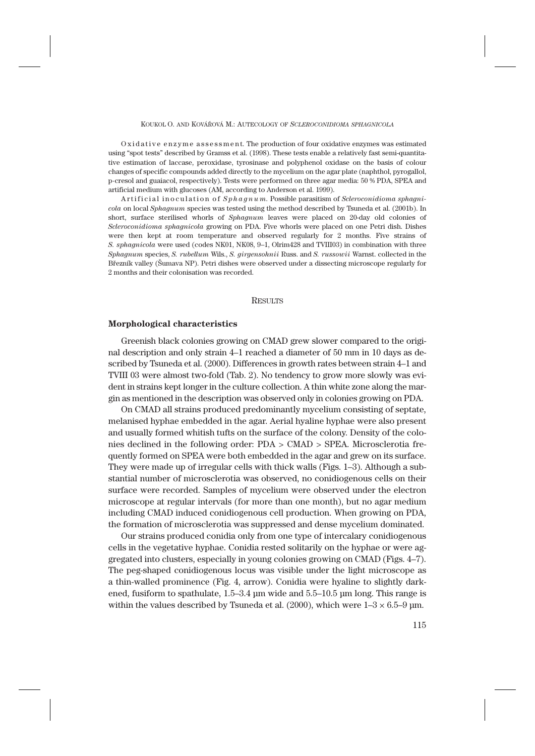Oxidative enzyme assessment. The production of four oxidative enzymes was estimated using "spot tests" described by Gramss et al. (1998). These tests enable a relatively fast semi-quantitative estimation of laccase, peroxidase, tyrosinase and polyphenol oxidase on the basis of colour changes of specific compounds added directly to the mycelium on the agar plate (naphthol, pyrogallol, p-cresol and guaiacol, respectively). Tests were performed on three agar media: 50 % PDA, SPEA and artificial medium with glucoses (AM, according to Anderson et al. 1999).

Artificial inoculation of *Sphagnum*. Possible parasitism of *Scleroconidioma sphagnicola* on local *Sphagnum* species was tested using the method described by Tsuneda et al. (2001b). In short, surface sterilised whorls of *Sphagnum* leaves were placed on 20-day old colonies of *Scleroconidioma sphagnicola* growing on PDA. Five whorls were placed on one Petri dish. Dishes were then kept at room temperature and observed regularly for 2 months. Five strains of *S. sphagnicola* were used (codes NK01, NK08, 9–1, Olrim428 and TVIII03) in combination with three *Sphagnum* species, *S. rubellum* Wils., *S. girgensohnii* Russ. and *S. russowii* Warnst. collected in the Březník valley (Šumava NP). Petri dishes were observed under a dissecting microscope regularly for 2 months and their colonisation was recorded.

## RESULTS

### Morphological characteristics

Greenish black colonies growing on CMAD grew slower compared to the original description and only strain 4–1 reached a diameter of 50 mm in 10 days as described by Tsuneda et al. (2000). Differences in growth rates between strain 4–1 and TVIII 03 were almost two-fold (Tab. 2). No tendency to grow more slowly was evident in strains kept longer in the culture collection. A thin white zone along the margin as mentioned in the description was observed only in colonies growing on PDA.

On CMAD all strains produced predominantly mycelium consisting of septate, melanised hyphae embedded in the agar. Aerial hyaline hyphae were also present and usually formed whitish tufts on the surface of the colony. Density of the colonies declined in the following order: PDA > CMAD > SPEA. Microsclerotia frequently formed on SPEA were both embedded in the agar and grew on its surface. They were made up of irregular cells with thick walls (Figs. 1–3). Although a substantial number of microsclerotia was observed, no conidiogenous cells on their surface were recorded. Samples of mycelium were observed under the electron microscope at regular intervals (for more than one month), but no agar medium including CMAD induced conidiogenous cell production. When growing on PDA, the formation of microsclerotia was suppressed and dense mycelium dominated.

Our strains produced conidia only from one type of intercalary conidiogenous cells in the vegetative hyphae. Conidia rested solitarily on the hyphae or were aggregated into clusters, especially in young colonies growing on CMAD (Figs. 4–7). The peg-shaped conidiogenous locus was visible under the light microscope as a thin-walled prominence (Fig. 4, arrow). Conidia were hyaline to slightly darkened, fusiform to spathulate, 1.5–3.4 µm wide and 5.5–10.5 µm long. This range is within the values described by Tsuneda et al. (2000), which were $1–3 \times 6.5–9$ µm.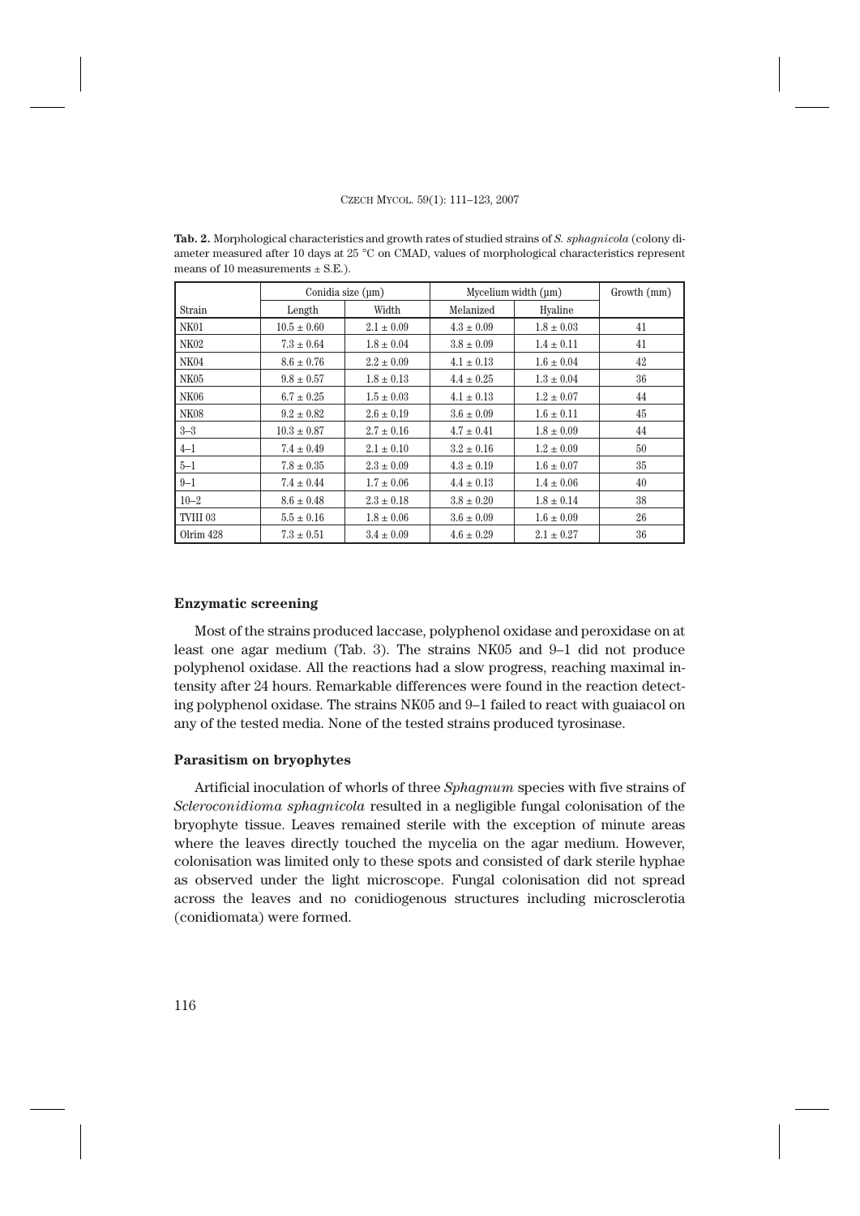**Tab. 2.** Morphological characteristics and growth rates of studied strains of *S. sphagnicola* (colony diameter measured after 10 days at 25 °C on CMAD, values of morphological characteristics represent means of 10 measurements ± S.E.).

| Strain | Conidia size (µm) | | Mycelium width (µm) | | Growth (mm) |
|---|---|---|---|---|---|
| | Length | Width | Melanized | Hyaline | |
| NK01 | 10.5 ± 0.60 | 2.1 ± 0.09 | 4.3 ± 0.09 | 1.8 ± 0.03 | 41 |
| NK02 | 7.3 ± 0.64 | 1.8 ± 0.04 | 3.8 ± 0.09 | 1.4 ± 0.11 | 41 |
| NK04 | 8.6 ± 0.76 | 2.2 ± 0.09 | 4.1 ± 0.13 | 1.6 ± 0.04 | 42 |
| NK05 | 9.8 ± 0.57 | 1.8 ± 0.13 | 4.4 ± 0.25 | 1.3 ± 0.04 | 36 |
| NK06 | 6.7 ± 0.25 | 1.5 ± 0.03 | 4.1 ± 0.13 | 1.2 ± 0.07 | 44 |
| NK08 | 9.2 ± 0.82 | 2.6 ± 0.19 | 3.6 ± 0.09 | 1.6 ± 0.11 | 45 |
| 3–3 | 10.3 ± 0.87 | 2.7 ± 0.16 | 4.7 ± 0.41 | 1.8 ± 0.09 | 44 |
| 4–1 | 7.4 ± 0.49 | 2.1 ± 0.10 | 3.2 ± 0.16 | 1.2 ± 0.09 | 50 |
| 5–1 | 7.8 ± 0.35 | 2.3 ± 0.09 | 4.3 ± 0.19 | 1.6 ± 0.07 | 35 |
| 9–1 | 7.4 ± 0.44 | 1.7 ± 0.06 | 4.4 ± 0.13 | 1.4 ± 0.06 | 40 |
| 10–2 | 8.6 ± 0.48 | 2.3 ± 0.18 | 3.8 ± 0.20 | 1.8 ± 0.14 | 38 |
| TVIII 03 | 5.5 ± 0.16 | 1.8 ± 0.06 | 3.6 ± 0.09 | 1.6 ± 0.09 | 26 |
| Olrim 428 | 7.3 ± 0.51 | 3.4 ± 0.09 | 4.6 ± 0.29 | 2.1 ± 0.27 | 36 |

### Enzymatic screening

Most of the strains produced laccase, polyphenol oxidase and peroxidase on at least one agar medium (Tab. 3). The strains NK05 and 9–1 did not produce polyphenol oxidase. All the reactions had a slow progress, reaching maximal intensity after 24 hours. Remarkable differences were found in the reaction detecting polyphenol oxidase. The strains NK05 and 9–1 failed to react with guaiacol on any of the tested media. None of the tested strains produced tyrosinase.

### Parasitism on bryophytes

Artificial inoculation of whorls of three *Sphagnum* species with five strains of *Scleroconidioma sphagnicola* resulted in a negligible fungal colonisation of the bryophyte tissue. Leaves remained sterile with the exception of minute areas where the leaves directly touched the mycelia on the agar medium. However, colonisation was limited only to these spots and consisted of dark sterile hyphae as observed under the light microscope. Fungal colonisation did not spread across the leaves and no conidiogenous structures including microsclerotia (conidiomata) were formed.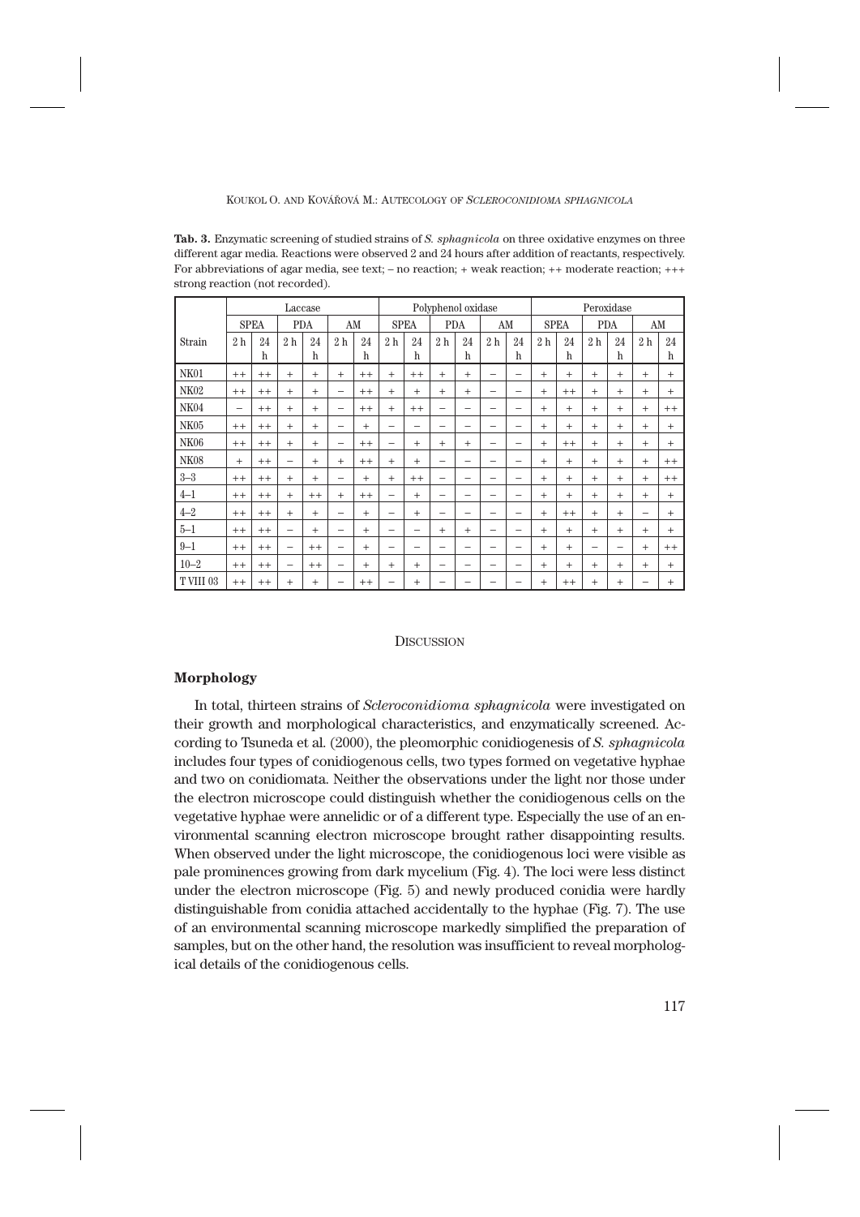**Tab. 3.** Enzymatic screening of studied strains of *S. sphagnicola* on three oxidative enzymes on three different agar media. Reactions were observed 2 and 24 hours after addition of reactants, respectively. For abbreviations of agar media, see text; – no reaction; + weak reaction; ++ moderate reaction; +++ strong reaction (not recorded).

| | Laccase | | | | | | Polyphenol oxidase | | | | | | Peroxidase | | | | | |
|---|---|---|---|---|---|---|---|---|---|---|---|---|---|---|---|---|---|---|
| | SPEA | | PDA | | AM | | SPEA | | PDA | | AM | | SPEA | | PDA | | AM | |
| Strain | 2 h | 24 h | 2 h | 24 h | 2 h | 24 h | 2 h | 24 h | 2 h | 24 h | 2 h | 24 h | 2 h | 24 h | 2 h | 24 h | 2 h | 24 h |
| NK01 | ++ | ++ | + | + | + | ++ | + | ++ | + | + | – | – | + | + | + | + | + | + |
| NK02 | ++ | ++ | + | + | – | ++ | + | + | + | + | – | – | + | ++ | + | + | + | + |
| NK04 | – | ++ | + | + | – | ++ | + | ++ | – | – | – | – | + | + | + | + | + | ++ |
| NK05 | ++ | ++ | + | + | – | + | – | – | – | – | – | – | + | + | + | + | + | + |
| NK06 | ++ | ++ | + | + | – | ++ | – | + | + | + | – | – | + | ++ | + | + | + | + |
| NK08 | + | ++ | – | + | + | ++ | + | + | – | – | – | – | + | + | + | + | + | ++ |
| 3–3 | ++ | ++ | + | + | – | + | + | ++ | – | – | – | – | + | + | + | + | + | ++ |
| 4–1 | ++ | ++ | + | ++ | + | ++ | – | + | – | – | – | – | + | + | + | + | + | + |
| 4–2 | ++ | ++ | + | + | – | + | – | + | – | – | – | – | + | ++ | + | + | – | + |
| 5–1 | ++ | ++ | – | + | – | + | – | – | + | + | – | – | + | + | + | + | + | + |
| 9–1 | ++ | ++ | – | ++ | – | + | – | – | – | – | – | – | + | + | – | – | + | ++ |
| 10–2 | ++ | ++ | – | ++ | – | + | + | + | – | – | – | – | + | + | + | + | + | + |
| T VIII 03 | ++ | ++ | + | + | – | ++ | – | + | – | – | – | – | + | ++ | + | + | – | + |

## Discussion

### Morphology

In total, thirteen strains of *Scleroconidioma sphagnicola* were investigated on their growth and morphological characteristics, and enzymatically screened. According to Tsuneda et al. (2000), the pleomorphic conidiogenesis of *S. sphagnicola* includes four types of conidiogenous cells, two types formed on vegetative hyphae and two on conidiomata. Neither the observations under the light nor those under the electron microscope could distinguish whether the conidiogenous cells on the vegetative hyphae were annelidic or of a different type. Especially the use of an environmental scanning electron microscope brought rather disappointing results. When observed under the light microscope, the conidiogenous loci were visible as pale prominences growing from dark mycelium (Fig. 4). The loci were less distinct under the electron microscope (Fig. 5) and newly produced conidia were hardly distinguishable from conidia attached accidentally to the hyphae (Fig. 7). The use of an environmental scanning microscope markedly simplified the preparation of samples, but on the other hand, the resolution was insufficient to reveal morphological details of the conidiogenous cells.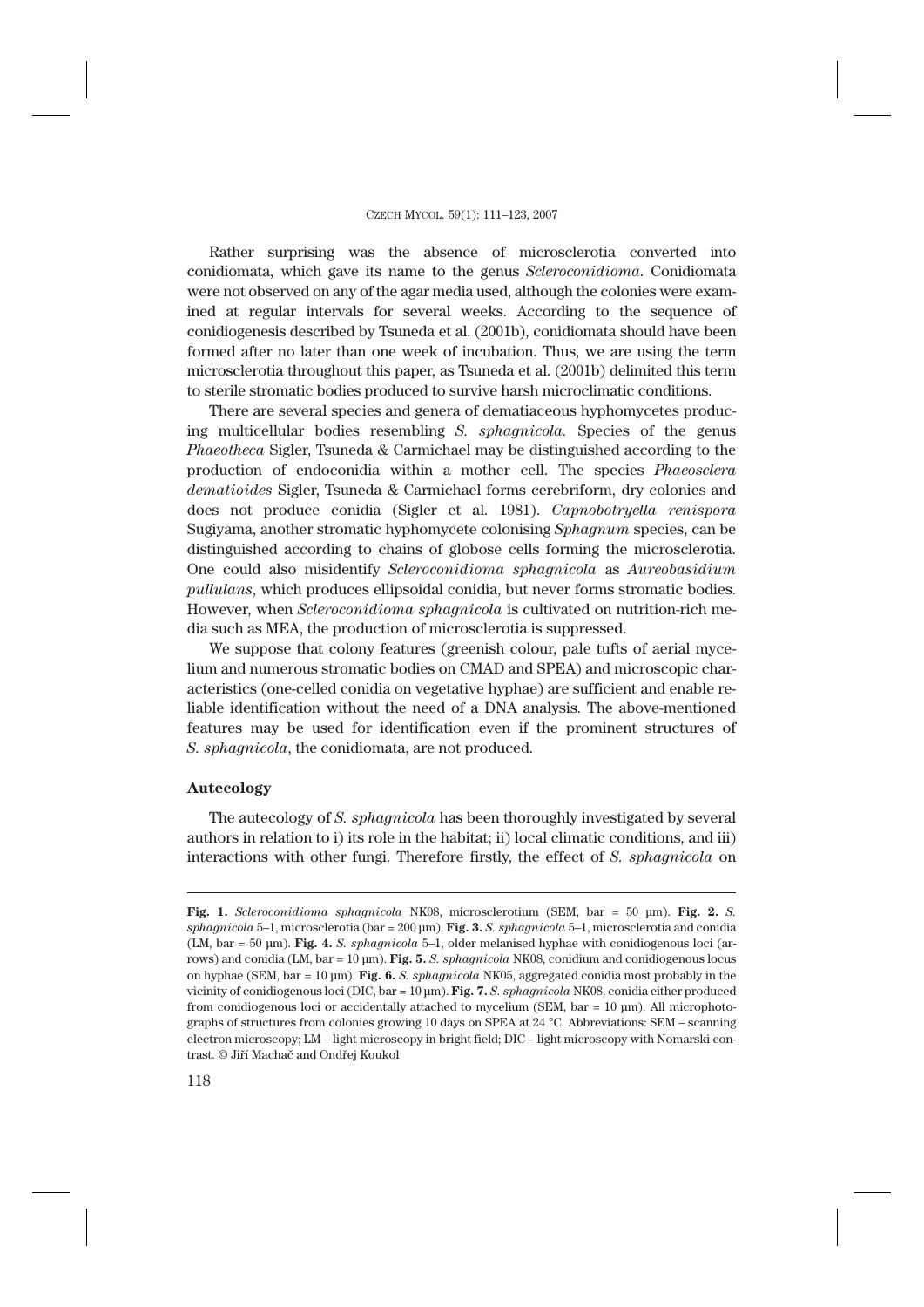Rather surprising was the absence of microsclerotia converted into conidiomata, which gave its name to the genus *Scleroconidioma*. Conidiomata were not observed on any of the agar media used, although the colonies were examined at regular intervals for several weeks. According to the sequence of conidiogenesis described by Tsuneda et al. (2001b), conidiomata should have been formed after no later than one week of incubation. Thus, we are using the term microsclerotia throughout this paper, as Tsuneda et al. (2001b) delimited this term to sterile stromatic bodies produced to survive harsh microclimatic conditions.

There are several species and genera of dematiaceous hyphomycetes producing multicellular bodies resembling *S. sphagnicola*. Species of the genus *Phaeotheca* Sigler, Tsuneda & Carmichael may be distinguished according to the production of endoconidia within a mother cell. The species *Phaeosclera dematioides* Sigler, Tsuneda & Carmichael forms cerebriform, dry colonies and does not produce conidia (Sigler et al. 1981). *Capnobotryella renispora* Sugiyama, another stromatic hyphomycete colonising *Sphagnum* species, can be distinguished according to chains of globose cells forming the microsclerotia. One could also misidentify *Scleroconidioma sphagnicola* as *Aureobasidium pullulans*, which produces ellipsoidal conidia, but never forms stromatic bodies. However, when *Scleroconidioma sphagnicola* is cultivated on nutrition-rich media such as MEA, the production of microsclerotia is suppressed.

We suppose that colony features (greenish colour, pale tufts of aerial mycelium and numerous stromatic bodies on CMAD and SPEA) and microscopic characteristics (one-celled conidia on vegetative hyphae) are sufficient and enable reliable identification without the need of a DNA analysis. The above-mentioned features may be used for identification even if the prominent structures of *S. sphagnicola*, the conidiomata, are not produced.

### Autecology

The autecology of *S. sphagnicola* has been thoroughly investigated by several authors in relation to i) its role in the habitat; ii) local climatic conditions, and iii) interactions with other fungi. Therefore firstly, the effect of *S. sphagnicola* on

---

**Fig. 1.** *Scleroconidioma sphagnicola* NK08, microsclerotium (SEM, bar = 50 µm). **Fig. 2.** *S. sphagnicola* 5–1, microsclerotia (bar = 200 µm). **Fig. 3.** *S. sphagnicola* 5–1, microsclerotia and conidia (LM, bar = 50 µm). **Fig. 4.** *S. sphagnicola* 5–1, older melanised hyphae with conidiogenous loci (arrows) and conidia (LM, bar = 10 µm). **Fig. 5.** *S. sphagnicola* NK08, conidium and conidiogenous locus on hyphae (SEM, bar = 10 µm). **Fig. 6.** *S. sphagnicola* NK05, aggregated conidia most probably in the vicinity of conidiogenous loci (DIC, bar = 10 µm). **Fig. 7.** *S. sphagnicola* NK08, conidia either produced from conidiogenous loci or accidentally attached to mycelium (SEM, bar = 10 µm). All microphotographs of structures from colonies growing 10 days on SPEA at 24 °C. Abbreviations: SEM – scanning electron microscopy; LM – light microscopy in bright field; DIC – light microscopy with Nomarski contrast. © Jiří Machač and Ondřej Koukol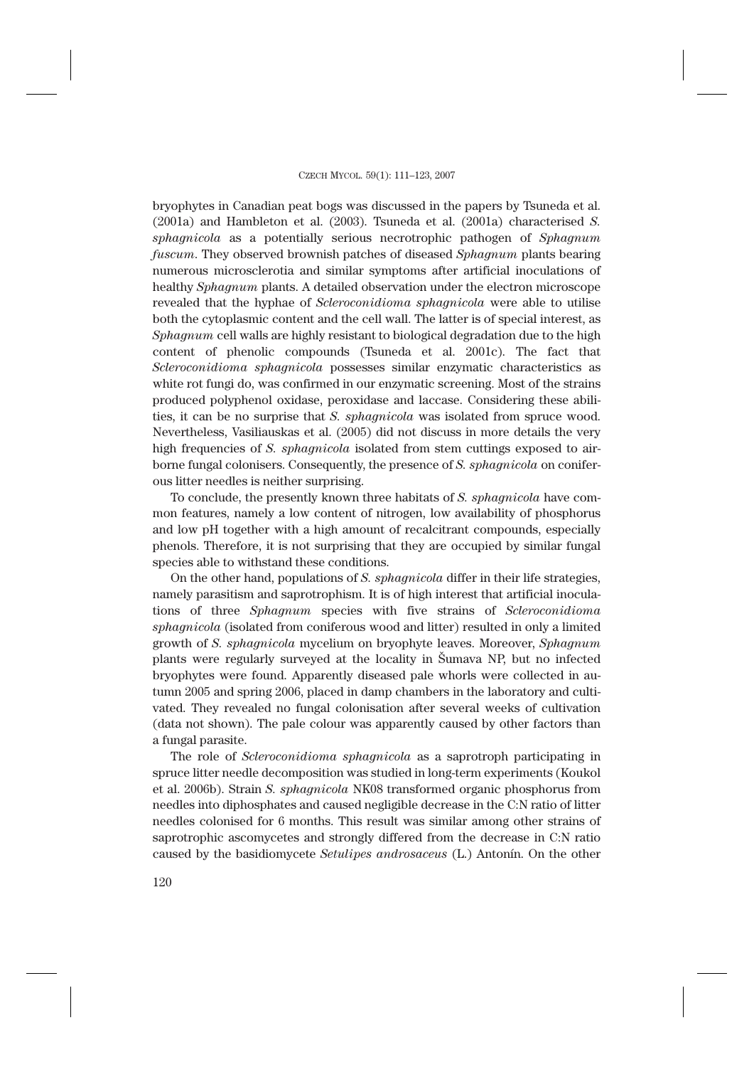bryophytes in Canadian peat bogs was discussed in the papers by Tsuneda et al. (2001a) and Hambleton et al. (2003). Tsuneda et al. (2001a) characterised *S. sphagnicola* as a potentially serious necrotrophic pathogen of *Sphagnum fuscum*. They observed brownish patches of diseased *Sphagnum* plants bearing numerous microsclerotia and similar symptoms after artificial inoculations of healthy *Sphagnum* plants. A detailed observation under the electron microscope revealed that the hyphae of *Scleroconidioma sphagnicola* were able to utilise both the cytoplasmic content and the cell wall. The latter is of special interest, as *Sphagnum* cell walls are highly resistant to biological degradation due to the high content of phenolic compounds (Tsuneda et al. 2001c). The fact that *Scleroconidioma sphagnicola* possesses similar enzymatic characteristics as white rot fungi do, was confirmed in our enzymatic screening. Most of the strains produced polyphenol oxidase, peroxidase and laccase. Considering these abilities, it can be no surprise that *S. sphagnicola* was isolated from spruce wood. Nevertheless, Vasiliauskas et al. (2005) did not discuss in more details the very high frequencies of *S. sphagnicola* isolated from stem cuttings exposed to airborne fungal colonisers. Consequently, the presence of *S. sphagnicola* on coniferous litter needles is neither surprising.

To conclude, the presently known three habitats of *S. sphagnicola* have common features, namely a low content of nitrogen, low availability of phosphorus and low pH together with a high amount of recalcitrant compounds, especially phenols. Therefore, it is not surprising that they are occupied by similar fungal species able to withstand these conditions.

On the other hand, populations of *S. sphagnicola* differ in their life strategies, namely parasitism and saprotrophism. It is of high interest that artificial inoculations of three *Sphagnum* species with five strains of *Scleroconidioma sphagnicola* (isolated from coniferous wood and litter) resulted in only a limited growth of *S. sphagnicola* mycelium on bryophyte leaves. Moreover, *Sphagnum* plants were regularly surveyed at the locality in Šumava NP, but no infected bryophytes were found. Apparently diseased pale whorls were collected in autumn 2005 and spring 2006, placed in damp chambers in the laboratory and cultivated. They revealed no fungal colonisation after several weeks of cultivation (data not shown). The pale colour was apparently caused by other factors than a fungal parasite.

The role of *Scleroconidioma sphagnicola* as a saprotroph participating in spruce litter needle decomposition was studied in long-term experiments (Koukol et al. 2006b). Strain *S. sphagnicola* NK08 transformed organic phosphorus from needles into diphosphates and caused negligible decrease in the C:N ratio of litter needles colonised for 6 months. This result was similar among other strains of saprotrophic ascomycetes and strongly differed from the decrease in C:N ratio caused by the basidiomycete *Setulipes androsaceus* (L.) Antonín. On the other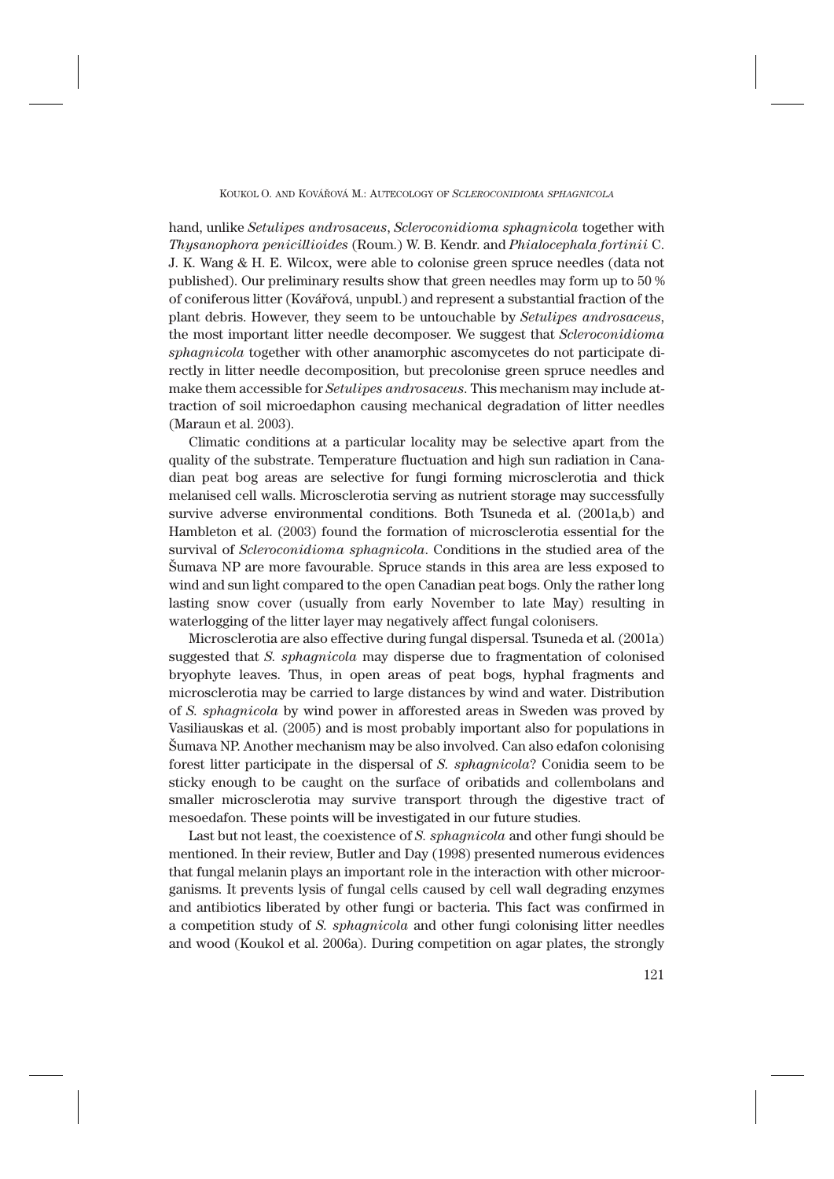hand, unlike *Setulipes androsaceus*, *Scleroconidioma sphagnicola* together with *Thysanophora penicillioides* (Roum.) W. B. Kendr. and *Phialocephala fortinii* C. J. K. Wang & H. E. Wilcox, were able to colonise green spruce needles (data not published). Our preliminary results show that green needles may form up to 50 % of coniferous litter (Kovářová, unpubl.) and represent a substantial fraction of the plant debris. However, they seem to be untouchable by *Setulipes androsaceus*, the most important litter needle decomposer. We suggest that *Scleroconidioma sphagnicola* together with other anamorphic ascomycetes do not participate directly in litter needle decomposition, but precolonise green spruce needles and make them accessible for *Setulipes androsaceus*. This mechanism may include attraction of soil microedaphon causing mechanical degradation of litter needles (Maraun et al. 2003).

Climatic conditions at a particular locality may be selective apart from the quality of the substrate. Temperature fluctuation and high sun radiation in Canadian peat bog areas are selective for fungi forming microsclerotia and thick melanised cell walls. Microsclerotia serving as nutrient storage may successfully survive adverse environmental conditions. Both Tsuneda et al. (2001a,b) and Hambleton et al. (2003) found the formation of microsclerotia essential for the survival of *Scleroconidioma sphagnicola*. Conditions in the studied area of the Šumava NP are more favourable. Spruce stands in this area are less exposed to wind and sun light compared to the open Canadian peat bogs. Only the rather long lasting snow cover (usually from early November to late May) resulting in waterlogging of the litter layer may negatively affect fungal colonisers.

Microsclerotia are also effective during fungal dispersal. Tsuneda et al. (2001a) suggested that *S. sphagnicola* may disperse due to fragmentation of colonised bryophyte leaves. Thus, in open areas of peat bogs, hyphal fragments and microsclerotia may be carried to large distances by wind and water. Distribution of *S. sphagnicola* by wind power in afforested areas in Sweden was proved by Vasiliauskas et al. (2005) and is most probably important also for populations in Šumava NP. Another mechanism may be also involved. Can also edafon colonising forest litter participate in the dispersal of *S. sphagnicola*? Conidia seem to be sticky enough to be caught on the surface of oribatids and collembolans and smaller microsclerotia may survive transport through the digestive tract of mesoedafon. These points will be investigated in our future studies.

Last but not least, the coexistence of *S. sphagnicola* and other fungi should be mentioned. In their review, Butler and Day (1998) presented numerous evidences that fungal melanin plays an important role in the interaction with other microorganisms. It prevents lysis of fungal cells caused by cell wall degrading enzymes and antibiotics liberated by other fungi or bacteria. This fact was confirmed in a competition study of *S. sphagnicola* and other fungi colonising litter needles and wood (Koukol et al. 2006a). During competition on agar plates, the strongly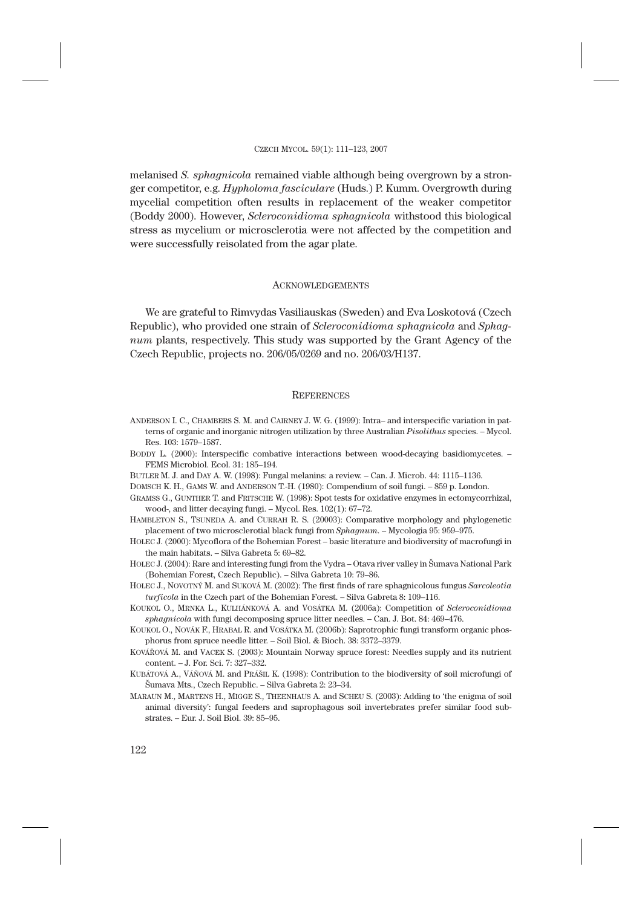melanised *S. sphagnicola* remained viable although being overgrown by a stronger competitor, e.g. *Hypholoma fasciculare* (Huds.) P. Kumm. Overgrowth during mycelial competition often results in replacement of the weaker competitor (Boddy 2000). However, *Scleroconidioma sphagnicola* withstood this biological stress as mycelium or microsclerotia were not affected by the competition and were successfully reisolated from the agar plate.

## ACKNOWLEDGEMENTS

We are grateful to Rimvydas Vasiliauskas (Sweden) and Eva Loskotová (Czech Republic), who provided one strain of *Scleroconidioma sphagnicola* and *Sphagnum* plants, respectively. This study was supported by the Grant Agency of the Czech Republic, projects no. 206/05/0269 and no. 206/03/H137.

## REFERENCES

ANDERSON I. C., CHAMBERS S. M. and CAIRNEY J. W. G. (1999): Intra– and interspecific variation in patterns of organic and inorganic nitrogen utilization by three Australian *Pisolithus* species. – Mycol. Res. 103: 1579–1587.

BODDY L. (2000): Interspecific combative interactions between wood-decaying basidiomycetes. – FEMS Microbiol. Ecol. 31: 185–194.

BUTLER M. J. and DAY A. W. (1998): Fungal melanins: a review. – Can. J. Microb. 44: 1115–1136.

DOMSCH K. H., GAMS W. and ANDERSON T.-H. (1980): Compendium of soil fungi. – 859 p. London.

GRAMSS G., GUNTHER T. and FRITSCHE W. (1998): Spot tests for oxidative enzymes in ectomycorrhizal, wood-, and litter decaying fungi. – Mycol. Res. 102(1): 67–72.

HAMBLETON S., TSUNEDA A. and CURRAH R. S. (20003): Comparative morphology and phylogenetic placement of two microsclerotial black fungi from *Sphagnum*. – Mycologia 95: 959–975.

HOLEC J. (2000): Mycoflora of the Bohemian Forest – basic literature and biodiversity of macrofungi in the main habitats. – Silva Gabreta 5: 69–82.

HOLEC J. (2004): Rare and interesting fungi from the Vydra – Otava river valley in Šumava National Park (Bohemian Forest, Czech Republic). – Silva Gabreta 10: 79–86.

HOLEC J., NOVOTNÝ M. and SUKOVÁ M. (2002): The first finds of rare sphagnicolous fungus *Sarcoleotia turficola* in the Czech part of the Bohemian Forest. – Silva Gabreta 8: 109–116.

KOUKOL O., MRNKA L., KULHÁNKOVÁ A. and VOSÁTKA M. (2006a): Competition of *Scleroconidioma sphagnicola* with fungi decomposing spruce litter needles. – Can. J. Bot. 84: 469–476.

KOUKOL O., NOVÁK F., HRABAL R. and VOSÁTKA M. (2006b): Saprotrophic fungi transform organic phosphorus from spruce needle litter. – Soil Biol. & Bioch. 38: 3372–3379.

KOVÁŘOVÁ M. and VACEK S. (2003): Mountain Norway spruce forest: Needles supply and its nutrient content. – J. For. Sci. 7: 327–332.

KUBÁTOVÁ A., VÁŇOVÁ M. and PRÁŠIL K. (1998): Contribution to the biodiversity of soil microfungi of Šumava Mts., Czech Republic. – Silva Gabreta 2: 23–34.

MARAUN M., MARTENS H., MIGGE S., THEENHAUS A. and SCHEU S. (2003): Adding to 'the enigma of soil animal diversity': fungal feeders and saprophagous soil invertebrates prefer similar food substrates. – Eur. J. Soil Biol. 39: 85–95.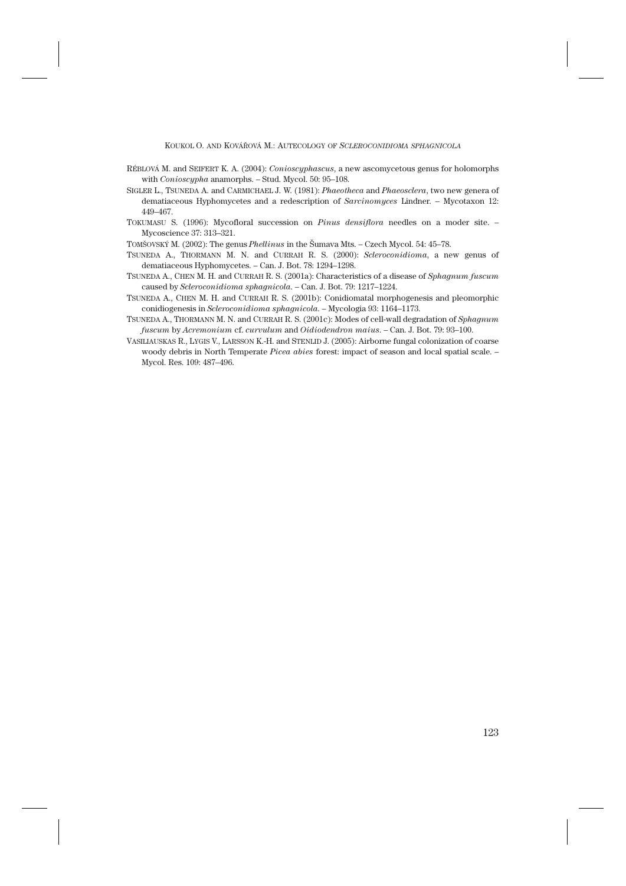RÉBLOVÁ M. and SEIFERT K. A. (2004): *Conioscyphascus*, a new ascomycetous genus for holomorphs with *Conioscypha* anamorphs. – Stud. Mycol. 50: 95–108.

SIGLER L., TSUNEDA A. and CARMICHAEL J. W. (1981): *Phaeotheca* and *Phaeosclera*, two new genera of dematiaceous Hyphomycetes and a redescription of *Sarcinomyces* Lindner. – Mycotaxon 12: 449–467.

TOKUMASU S. (1996): Mycofloral succession on *Pinus densiflora* needles on a moder site. – Mycoscience 37: 313–321.

TOMŠOVSKÝ M. (2002): The genus *Phellinus* in the Šumava Mts. – Czech Mycol. 54: 45–78.

TSUNEDA A., THORMANN M. N. and CURRAH R. S. (2000): *Scleroconidioma*, a new genus of dematiaceous Hyphomycetes. – Can. J. Bot. 78: 1294–1298.

TSUNEDA A., CHEN M. H. and CURRAH R. S. (2001a): Characteristics of a disease of *Sphagnum fuscum* caused by *Scleroconidioma sphagnicola*. – Can. J. Bot. 79: 1217–1224.

TSUNEDA A., CHEN M. H. and CURRAH R. S. (2001b): Conidiomatal morphogenesis and pleomorphic conidiogenesis in *Scleroconidioma sphagnicola*. – Mycologia 93: 1164–1173.

TSUNEDA A., THORMANN M. N. and CURRAH R. S. (2001c): Modes of cell-wall degradation of *Sphagnum fuscum* by *Acremonium* cf. *curvulum* and *Oidiodendron maius*. – Can. J. Bot. 79: 93–100.

VASILIAUSKAS R., LYGIS V., LARSSON K.-H. and STENLID J. (2005): Airborne fungal colonization of coarse woody debris in North Temperate *Picea abies* forest: impact of season and local spatial scale. – Mycol. Res. 109: 487–496.